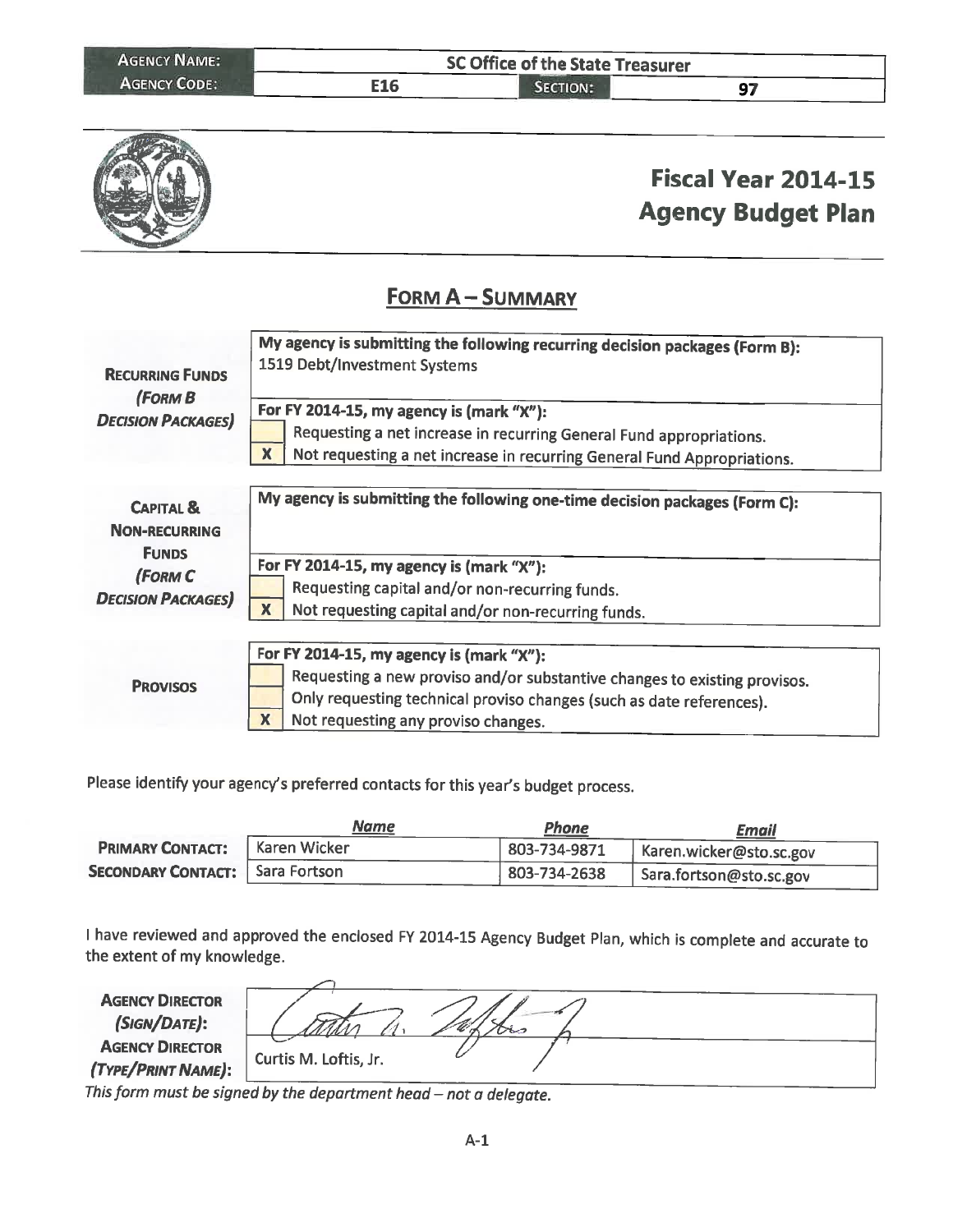| | | | |
|---|---|---|---|
| **AGENCY NAME:** | SC Office of the State Treasurer | | |
| **AGENCY CODE:** | E16 | **SECTION:** | 97 |

# Fiscal Year 2014-15 Agency Budget Plan

## FORM A – SUMMARY

| | |
|---|---|
| **RECURRING FUNDS** *(FORM B DECISION PACKAGES)* | **My agency is submitting the following recurring decision packages (Form B):** 1519 Debt/Investment Systems |
| | **For FY 2014-15, my agency is (mark "X"):** |
| | [ ] Requesting a net increase in recurring General Fund appropriations. |
| | [X] Not requesting a net increase in recurring General Fund Appropriations. |

| | |
|---|---|
| **CAPITAL & NON-RECURRING FUNDS** *(FORM C DECISION PACKAGES)* | **My agency is submitting the following one-time decision packages (Form C):** |
| | **For FY 2014-15, my agency is (mark "X"):** |
| | [ ] Requesting capital and/or non-recurring funds. |
| | [X] Not requesting capital and/or non-recurring funds. |

| | |
|---|---|
| **PROVISOS** | **For FY 2014-15, my agency is (mark "X"):** |
| | [ ] Requesting a new proviso and/or substantive changes to existing provisos. |
| | [ ] Only requesting technical proviso changes (such as date references). |
| | [X] Not requesting any proviso changes. |

Please identify your agency's preferred contacts for this year's budget process.

| | Name | Phone | Email |
|---|---|---|---|
| **PRIMARY CONTACT:** | Karen Wicker | 803-734-9871 | Karen.wicker@sto.sc.gov |
| **SECONDARY CONTACT:** | Sara Fortson | 803-734-2638 | Sara.fortson@sto.sc.gov |

I have reviewed and approved the enclosed FY 2014-15 Agency Budget Plan, which is complete and accurate to the extent of my knowledge.

| | |
|---|---|
| **AGENCY DIRECTOR** *(SIGN/DATE)*: | [Signature] |
| **AGENCY DIRECTOR** *(TYPE/PRINT NAME)*: | Curtis M. Loftis, Jr. |

*This form must be signed by the department head – not a delegate.*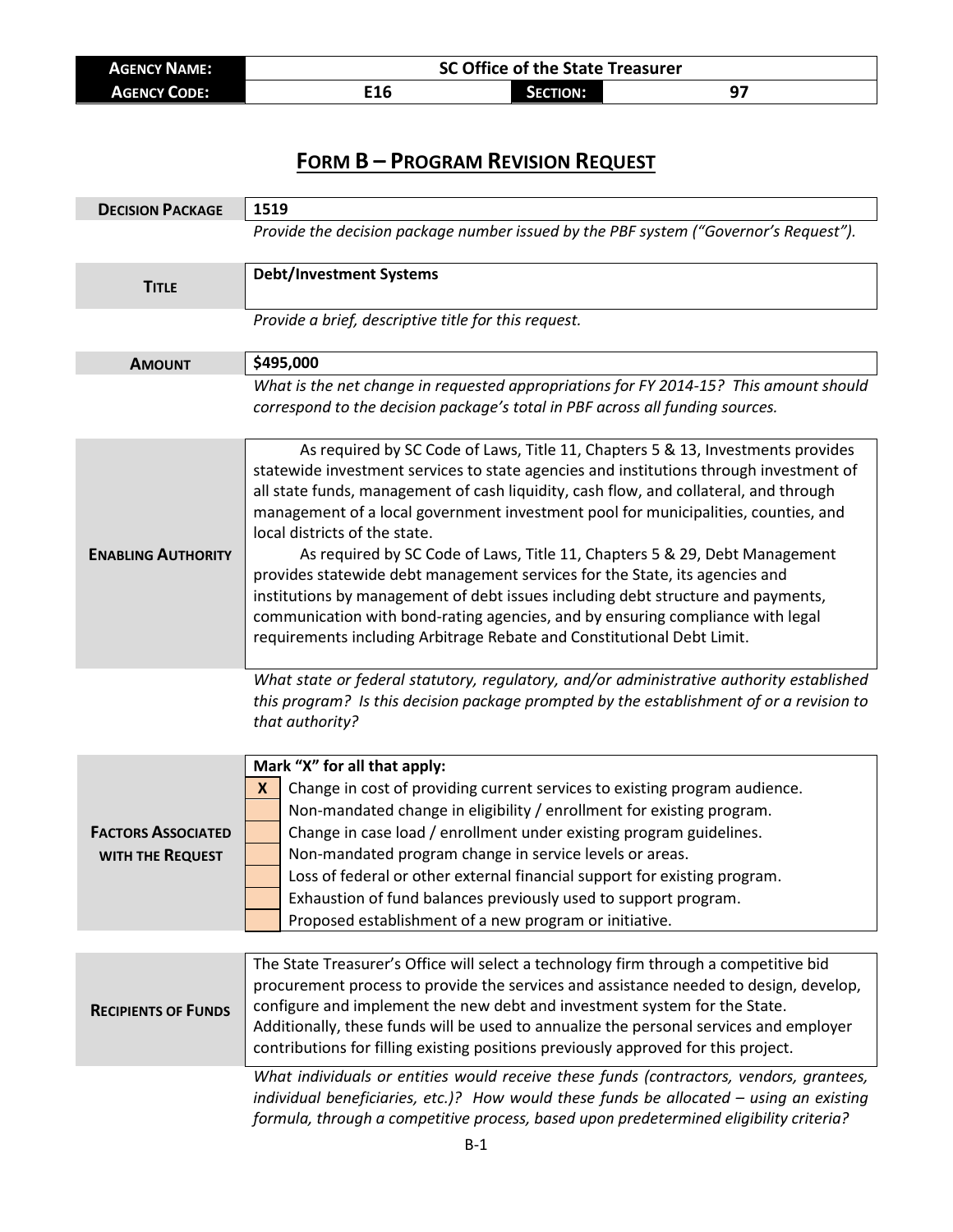| | | | |
|---|---|---|---|
| **AGENCY NAME:** | SC Office of the State Treasurer | | |
| **AGENCY CODE:** | E16 | **SECTION:** | 97 |

# FORM B – PROGRAM REVISION REQUEST

| | |
|---|---|
| **DECISION PACKAGE** | 1519 |
| | *Provide the decision package number issued by the PBF system ("Governor's Request").* |
| **TITLE** | **Debt/Investment Systems** |
| | *Provide a brief, descriptive title for this request.* |
| **AMOUNT** | **$495,000** |
| | *What is the net change in requested appropriations for FY 2014-15? This amount should correspond to the decision package's total in PBF across all funding sources.* |
| **ENABLING AUTHORITY** | As required by SC Code of Laws, Title 11, Chapters 5 & 13, Investments provides statewide investment services to state agencies and institutions through investment of all state funds, management of cash liquidity, cash flow, and collateral, and through management of a local government investment pool for municipalities, counties, and local districts of the state.<br>As required by SC Code of Laws, Title 11, Chapters 5 & 29, Debt Management provides statewide debt management services for the State, its agencies and institutions by management of debt issues including debt structure and payments, communication with bond-rating agencies, and by ensuring compliance with legal requirements including Arbitrage Rebate and Constitutional Debt Limit. |
| | *What state or federal statutory, regulatory, and/or administrative authority established this program? Is this decision package prompted by the establishment of or a revision to that authority?* |

**FACTORS ASSOCIATED WITH THE REQUEST**

**Mark "X" for all that apply:**

| | |
|---|---|
| X | Change in cost of providing current services to existing program audience. |
| | Non-mandated change in eligibility / enrollment for existing program. |
| | Change in case load / enrollment under existing program guidelines. |
| | Non-mandated program change in service levels or areas. |
| | Loss of federal or other external financial support for existing program. |
| | Exhaustion of fund balances previously used to support program. |
| | Proposed establishment of a new program or initiative. |

| | |
|---|---|
| **RECIPIENTS OF FUNDS** | The State Treasurer's Office will select a technology firm through a competitive bid procurement process to provide the services and assistance needed to design, develop, configure and implement the new debt and investment system for the State. Additionally, these funds will be used to annualize the personal services and employer contributions for filling existing positions previously approved for this project. |
| | *What individuals or entities would receive these funds (contractors, vendors, grantees, individual beneficiaries, etc.)? How would these funds be allocated – using an existing formula, through a competitive process, based upon predetermined eligibility criteria?* |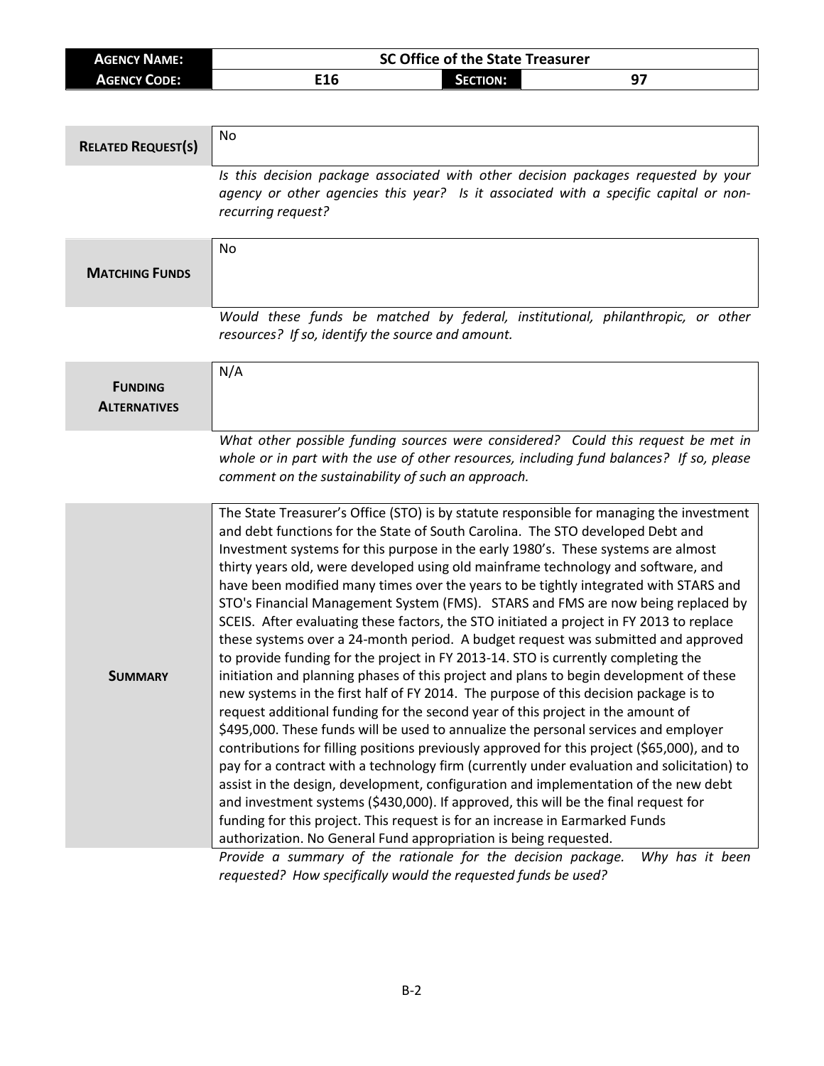| **AGENCY NAME:** | SC Office of the State Treasurer | | |
|---|---|---|---|
| **AGENCY CODE:** | E16 | **SECTION:** | 97 |

| | |
|---|---|
| **RELATED REQUEST(S)** | No |
| | *Is this decision package associated with other decision packages requested by your agency or other agencies this year? Is it associated with a specific capital or non-recurring request?* |
| **MATCHING FUNDS** | No |
| | *Would these funds be matched by federal, institutional, philanthropic, or other resources? If so, identify the source and amount.* |
| **FUNDING ALTERNATIVES** | N/A |
| | *What other possible funding sources were considered? Could this request be met in whole or in part with the use of other resources, including fund balances? If so, please comment on the sustainability of such an approach.* |
| **SUMMARY** | The State Treasurer's Office (STO) is by statute responsible for managing the investment and debt functions for the State of South Carolina. The STO developed Debt and Investment systems for this purpose in the early 1980's. These systems are almost thirty years old, were developed using old mainframe technology and software, and have been modified many times over the years to be tightly integrated with STARS and STO's Financial Management System (FMS). STARS and FMS are now being replaced by SCEIS. After evaluating these factors, the STO initiated a project in FY 2013 to replace these systems over a 24-month period. A budget request was submitted and approved to provide funding for the project in FY 2013-14. STO is currently completing the initiation and planning phases of this project and plans to begin development of these new systems in the first half of FY 2014. The purpose of this decision package is to request additional funding for the second year of this project in the amount of \$495,000. These funds will be used to annualize the personal services and employer contributions for filling positions previously approved for this project (\$65,000), and to pay for a contract with a technology firm (currently under evaluation and solicitation) to assist in the design, development, configuration and implementation of the new debt and investment systems (\$430,000). If approved, this will be the final request for funding for this project. This request is for an increase in Earmarked Funds authorization. No General Fund appropriation is being requested. |
| | *Provide a summary of the rationale for the decision package. Why has it been requested? How specifically would the requested funds be used?* |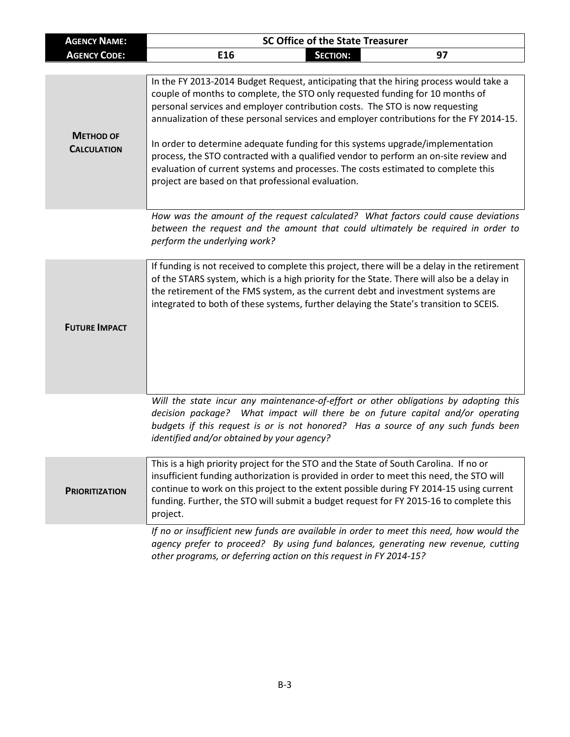| **AGENCY NAME:** | **SC Office of the State Treasurer** | | |
| --- | --- | --- | --- |
| **AGENCY CODE:** | **E16** | **SECTION:** | **97** |

| | |
| --- | --- |
| **METHOD OF CALCULATION** | In the FY 2013-2014 Budget Request, anticipating that the hiring process would take a couple of months to complete, the STO only requested funding for 10 months of personal services and employer contribution costs. The STO is now requesting annualization of these personal services and employer contributions for the FY 2014-15.<br><br>In order to determine adequate funding for this systems upgrade/implementation process, the STO contracted with a qualified vendor to perform an on-site review and evaluation of current systems and processes. The costs estimated to complete this project are based on that professional evaluation. |

*How was the amount of the request calculated? What factors could cause deviations between the request and the amount that could ultimately be required in order to perform the underlying work?*

| | |
| --- | --- |
| **FUTURE IMPACT** | If funding is not received to complete this project, there will be a delay in the retirement of the STARS system, which is a high priority for the State. There will also be a delay in the retirement of the FMS system, as the current debt and investment systems are integrated to both of these systems, further delaying the State's transition to SCEIS. |

*Will the state incur any maintenance-of-effort or other obligations by adopting this decision package? What impact will there be on future capital and/or operating budgets if this request is or is not honored? Has a source of any such funds been identified and/or obtained by your agency?*

| | |
| --- | --- |
| **PRIORITIZATION** | This is a high priority project for the STO and the State of South Carolina. If no or insufficient funding authorization is provided in order to meet this need, the STO will continue to work on this project to the extent possible during FY 2014-15 using current funding. Further, the STO will submit a budget request for FY 2015-16 to complete this project. |

*If no or insufficient new funds are available in order to meet this need, how would the agency prefer to proceed? By using fund balances, generating new revenue, cutting other programs, or deferring action on this request in FY 2014-15?*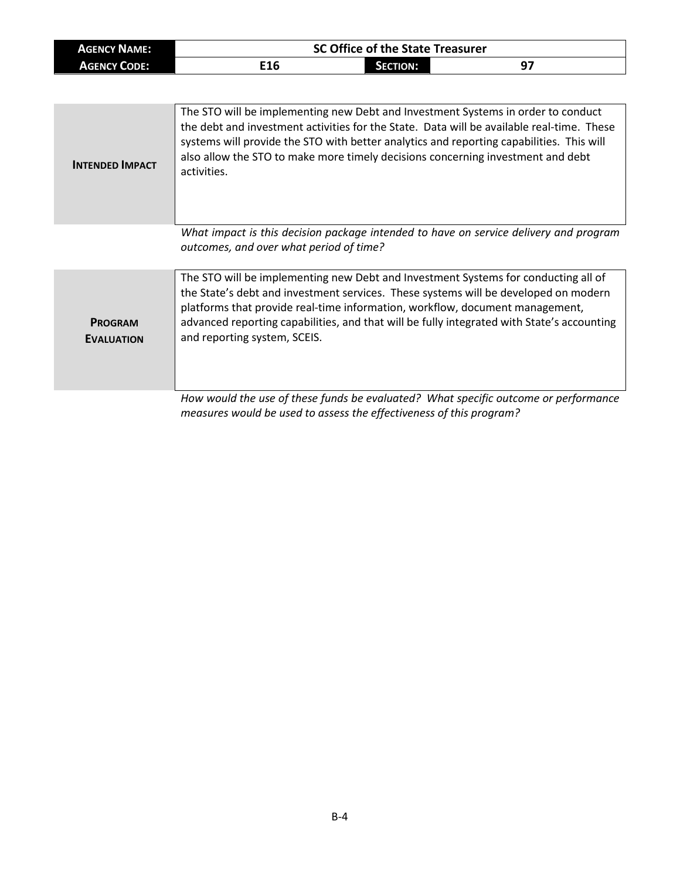| AGENCY NAME: | SC Office of the State Treasurer | | |
|---|---|---|---|
| AGENCY CODE: | E16 | SECTION: | 97 |

| | |
|---|---|
| **INTENDED IMPACT** | The STO will be implementing new Debt and Investment Systems in order to conduct the debt and investment activities for the State. Data will be available real-time. These systems will provide the STO with better analytics and reporting capabilities. This will also allow the STO to make more timely decisions concerning investment and debt activities. |

*What impact is this decision package intended to have on service delivery and program outcomes, and over what period of time?*

| | |
|---|---|
| **PROGRAM EVALUATION** | The STO will be implementing new Debt and Investment Systems for conducting all of the State's debt and investment services. These systems will be developed on modern platforms that provide real-time information, workflow, document management, advanced reporting capabilities, and that will be fully integrated with State's accounting and reporting system, SCEIS. |

*How would the use of these funds be evaluated? What specific outcome or performance measures would be used to assess the effectiveness of this program?*